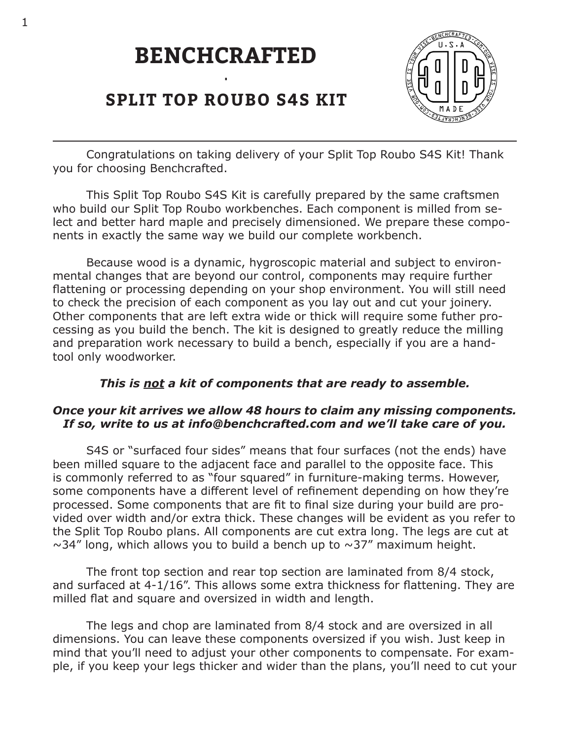# BENCHCRAFTED

## SPLIT TOP ROUBO S4S KIT

Congratulations on taking delivery of your Split Top Roubo S4S Kit! Thank you for choosing Benchcrafted.

This Split Top Roubo S4S Kit is carefully prepared by the same craftsmen who build our Split Top Roubo workbenches. Each component is milled from select and better hard maple and precisely dimensioned. We prepare these components in exactly the same way we build our complete workbench.

Because wood is a dynamic, hygroscopic material and subject to environmental changes that are beyond our control, components may require further flattening or processing depending on your shop environment. You will still need to check the precision of each component as you lay out and cut your joinery. Other components that are left extra wide or thick will require some futher processing as you build the bench. The kit is designed to greatly reduce the milling and preparation work necessary to build a bench, especially if you are a hand-tool only woodworker.

***This is <u>not</u> a kit of components that are ready to assemble.***

***Once your kit arrives we allow 48 hours to claim any missing components. If so, write to us at info@benchcrafted.com and we'll take care of you.***

S4S or "surfaced four sides" means that four surfaces (not the ends) have been milled square to the adjacent face and parallel to the opposite face. This is commonly referred to as "four squared" in furniture-making terms. However, some components have a different level of refinement depending on how they're processed. Some components that are fit to final size during your build are provided over width and/or extra thick. These changes will be evident as you refer to the Split Top Roubo plans. All components are cut extra long. The legs are cut at ~34" long, which allows you to build a bench up to ~37" maximum height.

The front top section and rear top section are laminated from 8/4 stock, and surfaced at 4-1/16". This allows some extra thickness for flattening. They are milled flat and square and oversized in width and length.

The legs and chop are laminated from 8/4 stock and are oversized in all dimensions. You can leave these components oversized if you wish. Just keep in mind that you'll need to adjust your other components to compensate. For example, if you keep your legs thicker and wider than the plans, you'll need to cut your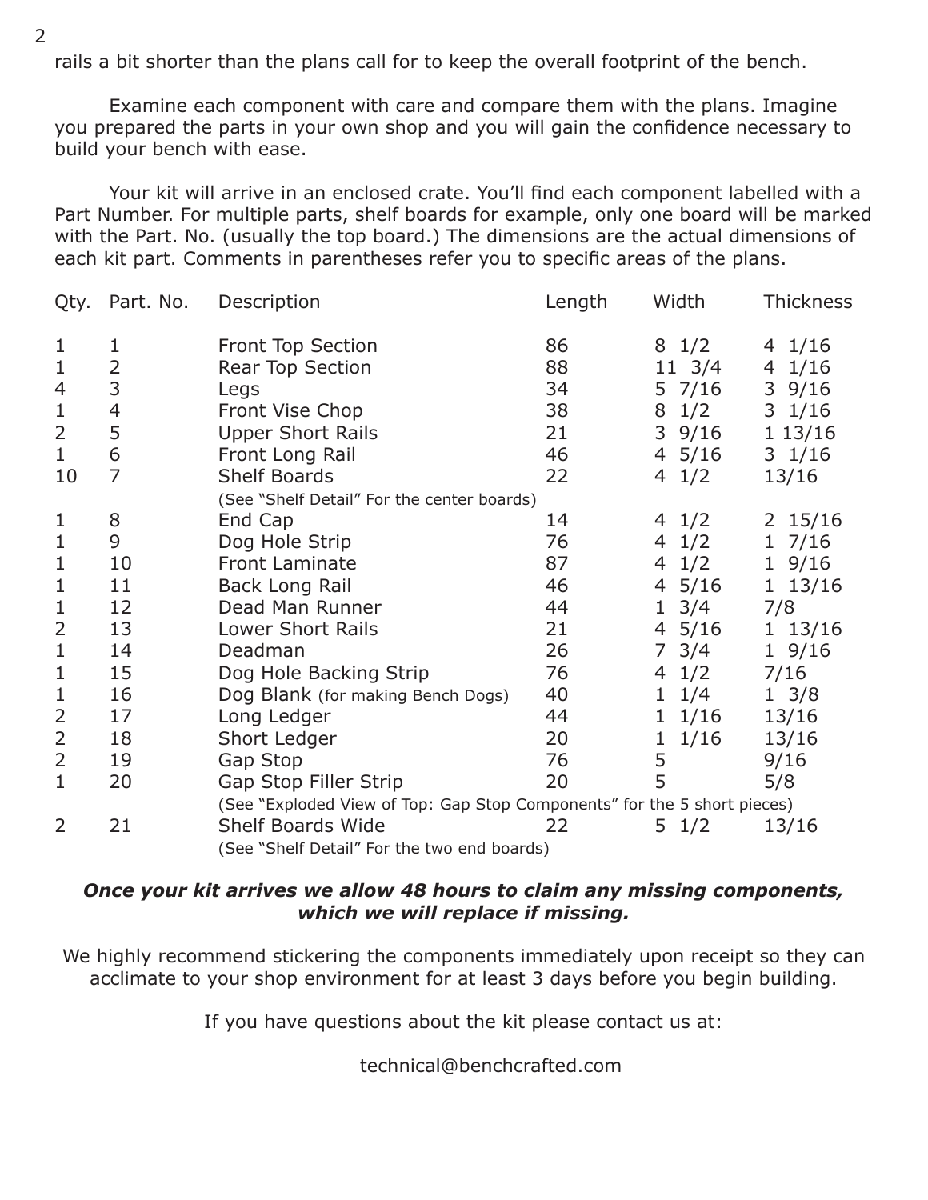rails a bit shorter than the plans call for to keep the overall footprint of the bench.

Examine each component with care and compare them with the plans. Imagine you prepared the parts in your own shop and you will gain the confidence necessary to build your bench with ease.

Your kit will arrive in an enclosed crate. You'll find each component labelled with a Part Number. For multiple parts, shelf boards for example, only one board will be marked with the Part. No. (usually the top board.) The dimensions are the actual dimensions of each kit part. Comments in parentheses refer you to specific areas of the plans.

| Qty. | Part. No. | Description | Length | Width | Thickness |
|---|---|---|---|---|---|
| 1 | 1 | Front Top Section | 86 | 8 1/2 | 4 1/16 |
| 1 | 2 | Rear Top Section | 88 | 11 3/4 | 4 1/16 |
| 4 | 3 | Legs | 34 | 5 7/16 | 3 9/16 |
| 1 | 4 | Front Vise Chop | 38 | 8 1/2 | 3 1/16 |
| 2 | 5 | Upper Short Rails | 21 | 3 9/16 | 1 13/16 |
| 1 | 6 | Front Long Rail | 46 | 4 5/16 | 3 1/16 |
| 10 | 7 | Shelf Boards | 22 | 4 1/2 | 13/16 |
| | | (See "Shelf Detail" For the center boards) | | | |
| 1 | 8 | End Cap | 14 | 4 1/2 | 2 15/16 |
| 1 | 9 | Dog Hole Strip | 76 | 4 1/2 | 1 7/16 |
| 1 | 10 | Front Laminate | 87 | 4 1/2 | 1 9/16 |
| 1 | 11 | Back Long Rail | 46 | 4 5/16 | 1 13/16 |
| 1 | 12 | Dead Man Runner | 44 | 1 3/4 | 7/8 |
| 2 | 13 | Lower Short Rails | 21 | 4 5/16 | 1 13/16 |
| 1 | 14 | Deadman | 26 | 7 3/4 | 1 9/16 |
| 1 | 15 | Dog Hole Backing Strip | 76 | 4 1/2 | 7/16 |
| 1 | 16 | Dog Blank (for making Bench Dogs) | 40 | 1 1/4 | 1 3/8 |
| 2 | 17 | Long Ledger | 44 | 1 1/16 | 13/16 |
| 2 | 18 | Short Ledger | 20 | 1 1/16 | 13/16 |
| 2 | 19 | Gap Stop | 76 | 5 | 9/16 |
| 1 | 20 | Gap Stop Filler Strip | 20 | 5 | 5/8 |
| | | (See "Exploded View of Top: Gap Stop Components" for the 5 short pieces) | | | |
| 2 | 21 | Shelf Boards Wide | 22 | 5 1/2 | 13/16 |
| | | (See "Shelf Detail" For the two end boards) | | | |

***Once your kit arrives we allow 48 hours to claim any missing components, which we will replace if missing.***

We highly recommend stickering the components immediately upon receipt so they can acclimate to your shop environment for at least 3 days before you begin building.

If you have questions about the kit please contact us at:

technical@benchcrafted.com